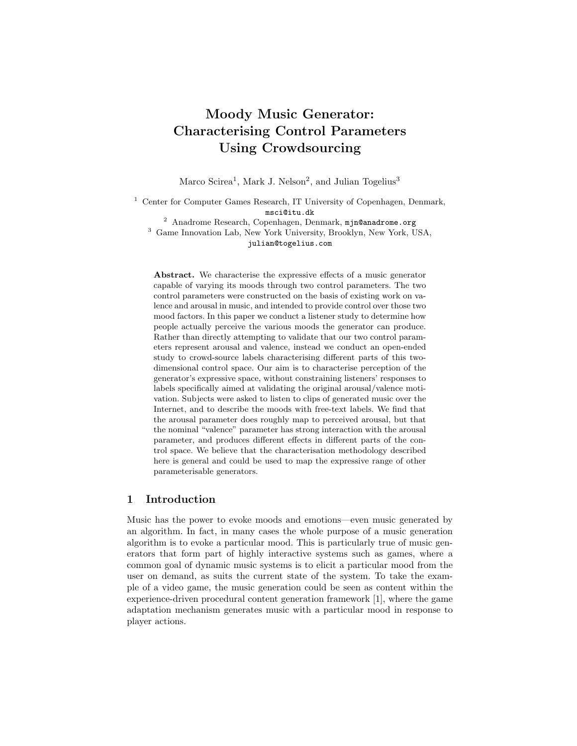# Moody Music Generator: Characterising Control Parameters Using Crowdsourcing

Marco Scirea[1], Mark J. Nelson[2], and Julian Togelius[3]

[1] Center for Computer Games Research, IT University of Copenhagen, Denmark, msci@itu.dk
[2] Anadrome Research, Copenhagen, Denmark, mjn@anadrome.org
[3] Game Innovation Lab, New York University, Brooklyn, New York, USA, julian@togelius.com

**Abstract.** We characterise the expressive effects of a music generator capable of varying its moods through two control parameters. The two control parameters were constructed on the basis of existing work on valence and arousal in music, and intended to provide control over those two mood factors. In this paper we conduct a listener study to determine how people actually perceive the various moods the generator can produce. Rather than directly attempting to validate that our two control parameters represent arousal and valence, instead we conduct an open-ended study to crowd-source labels characterising different parts of this two-dimensional control space. Our aim is to characterise perception of the generator's expressive space, without constraining listeners' responses to labels specifically aimed at validating the original arousal/valence motivation. Subjects were asked to listen to clips of generated music over the Internet, and to describe the moods with free-text labels. We find that the arousal parameter does roughly map to perceived arousal, but that the nominal "valence" parameter has strong interaction with the arousal parameter, and produces different effects in different parts of the control space. We believe that the characterisation methodology described here is general and could be used to map the expressive range of other parameterisable generators.

## 1 Introduction

Music has the power to evoke moods and emotions—even music generated by an algorithm. In fact, in many cases the whole purpose of a music generation algorithm is to evoke a particular mood. This is particularly true of music generators that form part of highly interactive systems such as games, where a common goal of dynamic music systems is to elicit a particular mood from the user on demand, as suits the current state of the system. To take the example of a video game, the music generation could be seen as content within the experience-driven procedural content generation framework [1], where the game adaptation mechanism generates music with a particular mood in response to player actions.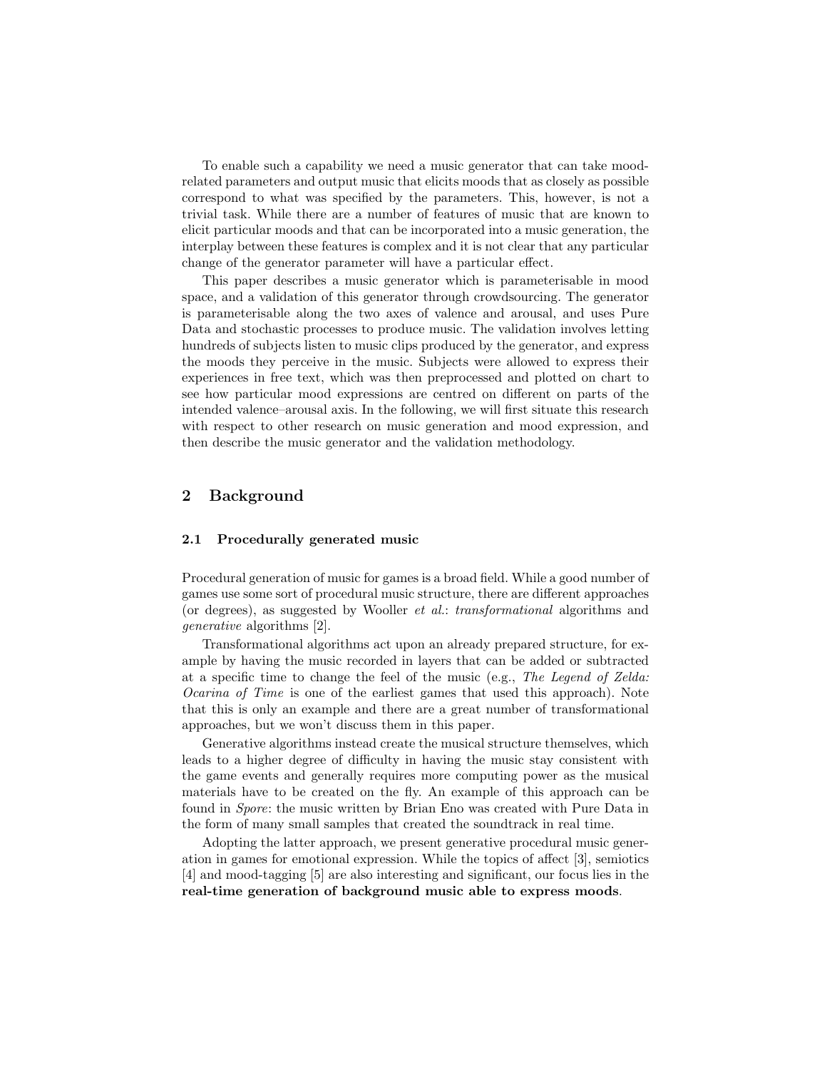To enable such a capability we need a music generator that can take mood-related parameters and output music that elicits moods that as closely as possible correspond to what was specified by the parameters. This, however, is not a trivial task. While there are a number of features of music that are known to elicit particular moods and that can be incorporated into a music generation, the interplay between these features is complex and it is not clear that any particular change of the generator parameter will have a particular effect.

This paper describes a music generator which is parameterisable in mood space, and a validation of this generator through crowdsourcing. The generator is parameterisable along the two axes of valence and arousal, and uses Pure Data and stochastic processes to produce music. The validation involves letting hundreds of subjects listen to music clips produced by the generator, and express the moods they perceive in the music. Subjects were allowed to express their experiences in free text, which was then preprocessed and plotted on chart to see how particular mood expressions are centred on different on parts of the intended valence–arousal axis. In the following, we will first situate this research with respect to other research on music generation and mood expression, and then describe the music generator and the validation methodology.

## 2 Background

### 2.1 Procedurally generated music

Procedural generation of music for games is a broad field. While a good number of games use some sort of procedural music structure, there are different approaches (or degrees), as suggested by Wooller *et al.*: *transformational* algorithms and *generative* algorithms [2].

Transformational algorithms act upon an already prepared structure, for example by having the music recorded in layers that can be added or subtracted at a specific time to change the feel of the music (e.g., *The Legend of Zelda: Ocarina of Time* is one of the earliest games that used this approach). Note that this is only an example and there are a great number of transformational approaches, but we won't discuss them in this paper.

Generative algorithms instead create the musical structure themselves, which leads to a higher degree of difficulty in having the music stay consistent with the game events and generally requires more computing power as the musical materials have to be created on the fly. An example of this approach can be found in *Spore*: the music written by Brian Eno was created with Pure Data in the form of many small samples that created the soundtrack in real time.

Adopting the latter approach, we present generative procedural music generation in games for emotional expression. While the topics of affect [3], semiotics [4] and mood-tagging [5] are also interesting and significant, our focus lies in the **real-time generation of background music able to express moods**.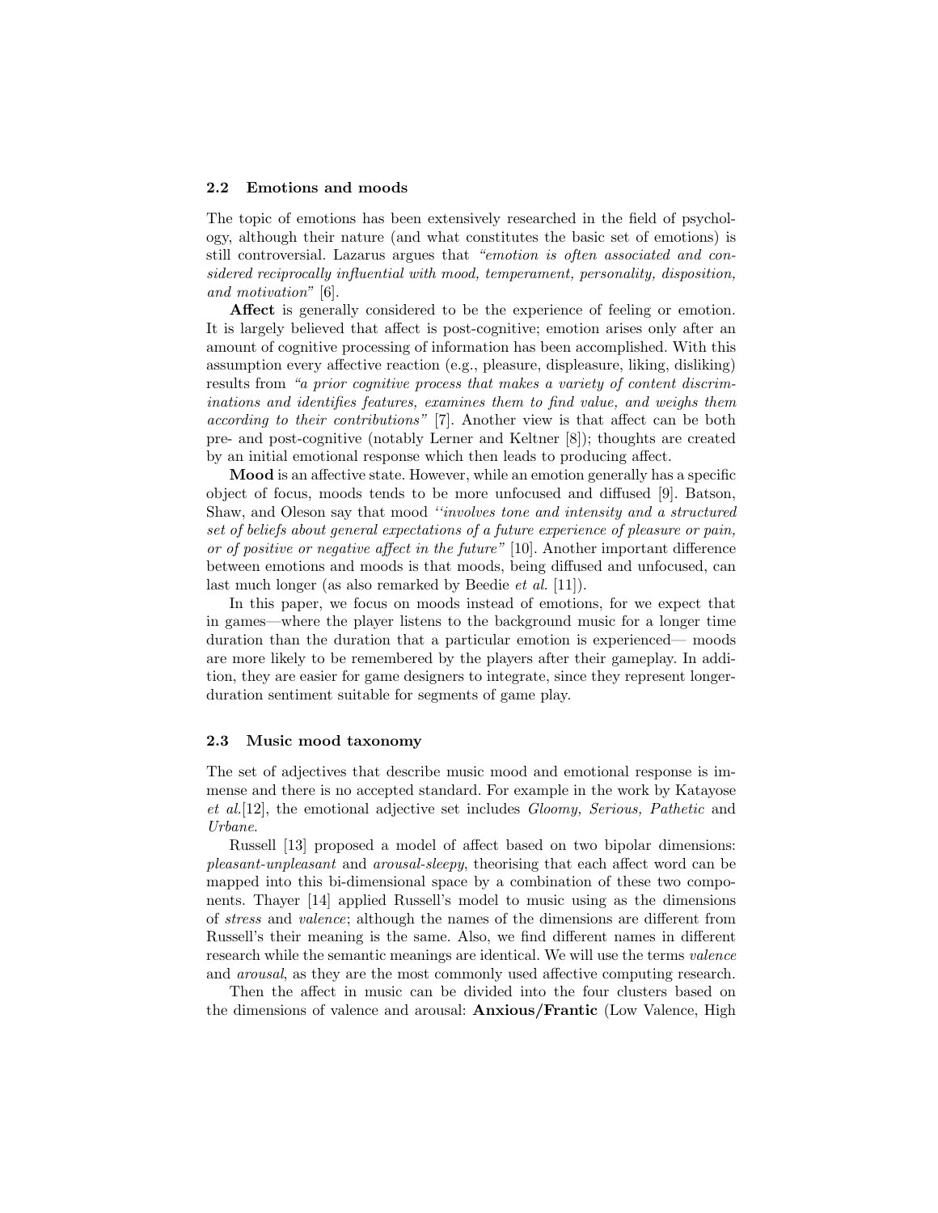### 2.2 Emotions and moods

The topic of emotions has been extensively researched in the field of psychology, although their nature (and what constitutes the basic set of emotions) is still controversial. Lazarus argues that *"emotion is often associated and considered reciprocally influential with mood, temperament, personality, disposition, and motivation"* [6].

**Affect** is generally considered to be the experience of feeling or emotion. It is largely believed that affect is post-cognitive; emotion arises only after an amount of cognitive processing of information has been accomplished. With this assumption every affective reaction (e.g., pleasure, displeasure, liking, disliking) results from *"a prior cognitive process that makes a variety of content discriminations and identifies features, examines them to find value, and weighs them according to their contributions"* [7]. Another view is that affect can be both pre- and post-cognitive (notably Lerner and Keltner [8]); thoughts are created by an initial emotional response which then leads to producing affect.

**Mood** is an affective state. However, while an emotion generally has a specific object of focus, moods tends to be more unfocused and diffused [9]. Batson, Shaw, and Oleson say that mood *''involves tone and intensity and a structured set of beliefs about general expectations of a future experience of pleasure or pain, or of positive or negative affect in the future"* [10]. Another important difference between emotions and moods is that moods, being diffused and unfocused, can last much longer (as also remarked by Beedie *et al.* [11]).

In this paper, we focus on moods instead of emotions, for we expect that in games—where the player listens to the background music for a longer time duration than the duration that a particular emotion is experienced— moods are more likely to be remembered by the players after their gameplay. In addition, they are easier for game designers to integrate, since they represent longer-duration sentiment suitable for segments of game play.

### 2.3 Music mood taxonomy

The set of adjectives that describe music mood and emotional response is immense and there is no accepted standard. For example in the work by Katayose *et al.*[12], the emotional adjective set includes *Gloomy, Serious, Pathetic* and *Urbane*.

Russell [13] proposed a model of affect based on two bipolar dimensions: *pleasant-unpleasant* and *arousal-sleepy*, theorising that each affect word can be mapped into this bi-dimensional space by a combination of these two components. Thayer [14] applied Russell's model to music using as the dimensions of *stress* and *valence*; although the names of the dimensions are different from Russell's their meaning is the same. Also, we find different names in different research while the semantic meanings are identical. We will use the terms *valence* and *arousal*, as they are the most commonly used affective computing research.

Then the affect in music can be divided into the four clusters based on the dimensions of valence and arousal: **Anxious/Frantic** (Low Valence, High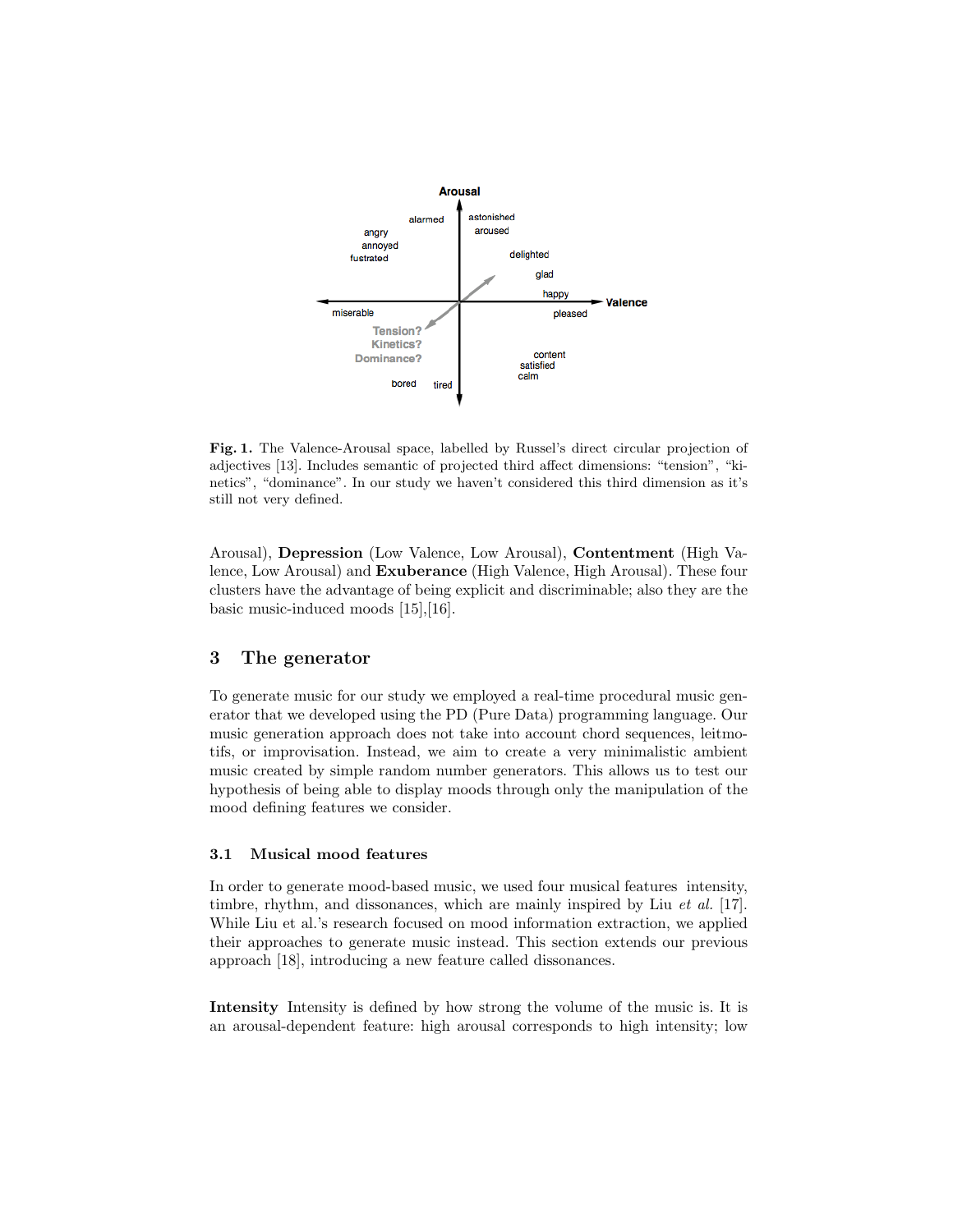**Fig. 1.** The Valence-Arousal space, labelled by Russel's direct circular projection of adjectives [13]. Includes semantic of projected third affect dimensions: "tension", "kinetics", "dominance". In our study we haven't considered this third dimension as it's still not very defined.

Arousal), **Depression** (Low Valence, Low Arousal), **Contentment** (High Valence, Low Arousal) and **Exuberance** (High Valence, High Arousal). These four clusters have the advantage of being explicit and discriminable; also they are the basic music-induced moods [15],[16].

## 3 The generator

To generate music for our study we employed a real-time procedural music generator that we developed using the PD (Pure Data) programming language. Our music generation approach does not take into account chord sequences, leitmotifs, or improvisation. Instead, we aim to create a very minimalistic ambient music created by simple random number generators. This allows us to test our hypothesis of being able to display moods through only the manipulation of the mood defining features we consider.

### 3.1 Musical mood features

In order to generate mood-based music, we used four musical features intensity, timbre, rhythm, and dissonances, which are mainly inspired by Liu *et al.* [17]. While Liu et al.'s research focused on mood information extraction, we applied their approaches to generate music instead. This section extends our previous approach [18], introducing a new feature called dissonances.

**Intensity** Intensity is defined by how strong the volume of the music is. It is an arousal-dependent feature: high arousal corresponds to high intensity; low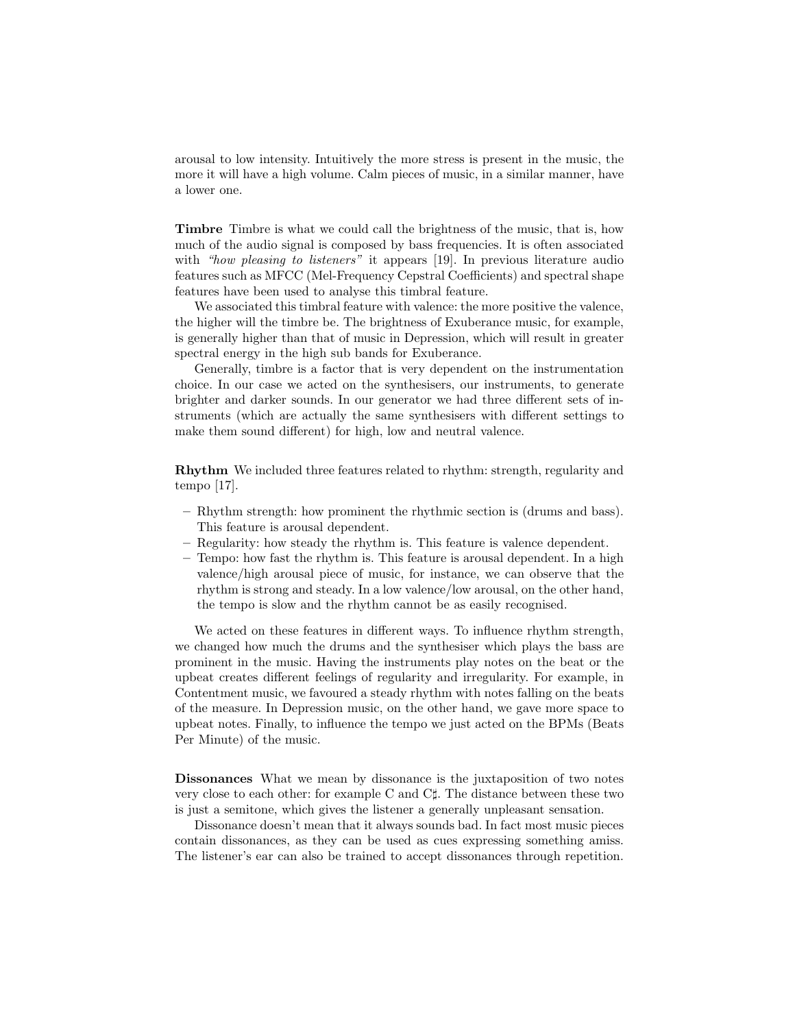arousal to low intensity. Intuitively the more stress is present in the music, the more it will have a high volume. Calm pieces of music, in a similar manner, have a lower one.

**Timbre** Timbre is what we could call the brightness of the music, that is, how much of the audio signal is composed by bass frequencies. It is often associated with *"how pleasing to listeners"* it appears [19]. In previous literature audio features such as MFCC (Mel-Frequency Cepstral Coefficients) and spectral shape features have been used to analyse this timbral feature.

We associated this timbral feature with valence: the more positive the valence, the higher will the timbre be. The brightness of Exuberance music, for example, is generally higher than that of music in Depression, which will result in greater spectral energy in the high sub bands for Exuberance.

Generally, timbre is a factor that is very dependent on the instrumentation choice. In our case we acted on the synthesisers, our instruments, to generate brighter and darker sounds. In our generator we had three different sets of instruments (which are actually the same synthesisers with different settings to make them sound different) for high, low and neutral valence.

**Rhythm** We included three features related to rhythm: strength, regularity and tempo [17].

- Rhythm strength: how prominent the rhythmic section is (drums and bass). This feature is arousal dependent.
- Regularity: how steady the rhythm is. This feature is valence dependent.
- Tempo: how fast the rhythm is. This feature is arousal dependent. In a high valence/high arousal piece of music, for instance, we can observe that the rhythm is strong and steady. In a low valence/low arousal, on the other hand, the tempo is slow and the rhythm cannot be as easily recognised.

We acted on these features in different ways. To influence rhythm strength, we changed how much the drums and the synthesiser which plays the bass are prominent in the music. Having the instruments play notes on the beat or the upbeat creates different feelings of regularity and irregularity. For example, in Contentment music, we favoured a steady rhythm with notes falling on the beats of the measure. In Depression music, on the other hand, we gave more space to upbeat notes. Finally, to influence the tempo we just acted on the BPMs (Beats Per Minute) of the music.

**Dissonances** What we mean by dissonance is the juxtaposition of two notes very close to each other: for example C and C♯. The distance between these two is just a semitone, which gives the listener a generally unpleasant sensation.

Dissonance doesn't mean that it always sounds bad. In fact most music pieces contain dissonances, as they can be used as cues expressing something amiss. The listener's ear can also be trained to accept dissonances through repetition.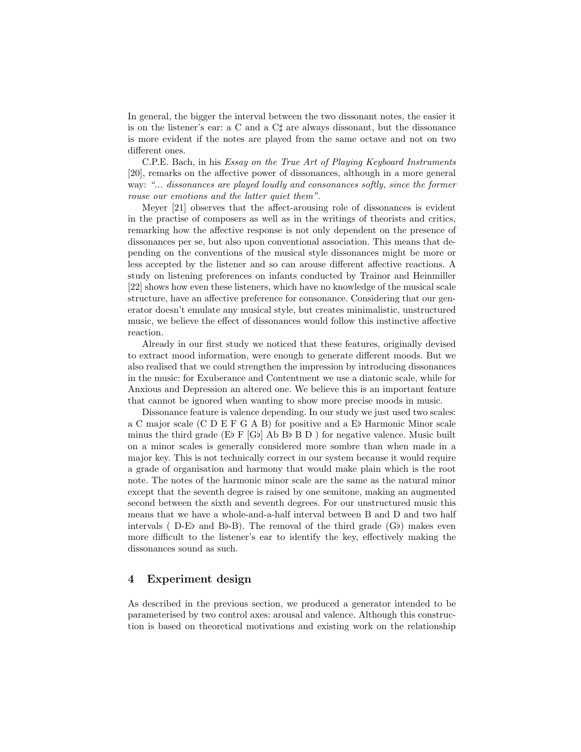In general, the bigger the interval between the two dissonant notes, the easier it is on the listener's ear: a C and a C♯ are always dissonant, but the dissonance is more evident if the notes are played from the same octave and not on two different ones.

C.P.E. Bach, in his *Essay on the True Art of Playing Keyboard Instruments* [20], remarks on the affective power of dissonances, although in a more general way: *"... dissonances are played loudly and consonances softly, since the former rouse our emotions and the latter quiet them"*.

Meyer [21] observes that the affect-arousing role of dissonances is evident in the practise of composers as well as in the writings of theorists and critics, remarking how the affective response is not only dependent on the presence of dissonances per se, but also upon conventional association. This means that depending on the conventions of the musical style dissonances might be more or less accepted by the listener and so can arouse different affective reactions. A study on listening preferences on infants conducted by Trainor and Heinmiller [22] shows how even these listeners, which have no knowledge of the musical scale structure, have an affective preference for consonance. Considering that our generator doesn't emulate any musical style, but creates minimalistic, unstructured music, we believe the effect of dissonances would follow this instinctive affective reaction.

Already in our first study we noticed that these features, originally devised to extract mood information, were enough to generate different moods. But we also realised that we could strengthen the impression by introducing dissonances in the music: for Exuberance and Contentment we use a diatonic scale, while for Anxious and Depression an altered one. We believe this is an important feature that cannot be ignored when wanting to show more precise moods in music.

Dissonance feature is valence depending. In our study we just used two scales: a C major scale (C D E F G A B) for positive and a E♭ Harmonic Minor scale minus the third grade (E♭ F [G♭] Ab B♭ B D ) for negative valence. Music built on a minor scales is generally considered more sombre than when made in a major key. This is not technically correct in our system because it would require a grade of organisation and harmony that would make plain which is the root note. The notes of the harmonic minor scale are the same as the natural minor except that the seventh degree is raised by one semitone, making an augmented second between the sixth and seventh degrees. For our unstructured music this means that we have a whole-and-a-half interval between B and D and two half intervals ( D-E♭ and B♭-B). The removal of the third grade (G♭) makes even more difficult to the listener's ear to identify the key, effectively making the dissonances sound as such.

## 4 Experiment design

As described in the previous section, we produced a generator intended to be parameterised by two control axes: arousal and valence. Although this construction is based on theoretical motivations and existing work on the relationship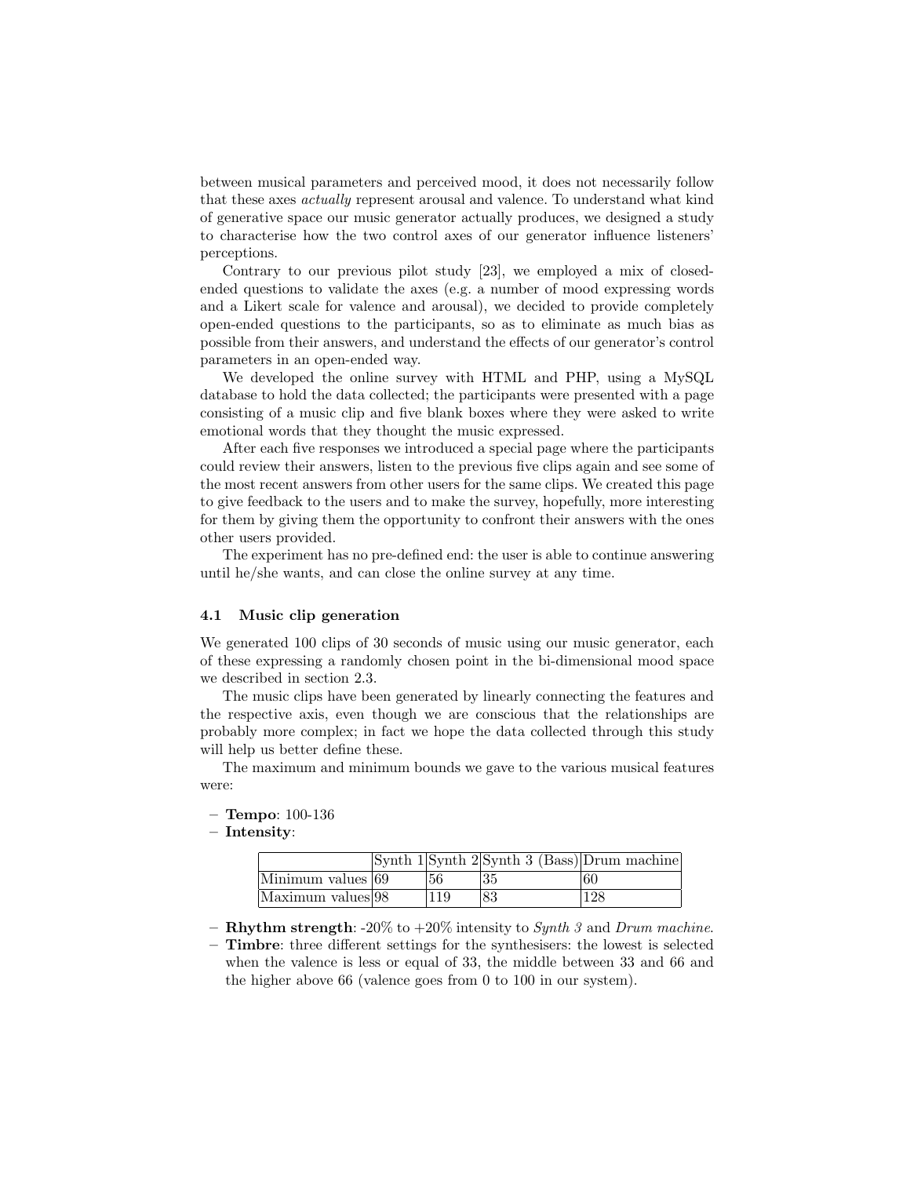between musical parameters and perceived mood, it does not necessarily follow that these axes *actually* represent arousal and valence. To understand what kind of generative space our music generator actually produces, we designed a study to characterise how the two control axes of our generator influence listeners' perceptions.

Contrary to our previous pilot study [23], we employed a mix of closed-ended questions to validate the axes (e.g. a number of mood expressing words and a Likert scale for valence and arousal), we decided to provide completely open-ended questions to the participants, so as to eliminate as much bias as possible from their answers, and understand the effects of our generator's control parameters in an open-ended way.

We developed the online survey with HTML and PHP, using a MySQL database to hold the data collected; the participants were presented with a page consisting of a music clip and five blank boxes where they were asked to write emotional words that they thought the music expressed.

After each five responses we introduced a special page where the participants could review their answers, listen to the previous five clips again and see some of the most recent answers from other users for the same clips. We created this page to give feedback to the users and to make the survey, hopefully, more interesting for them by giving them the opportunity to confront their answers with the ones other users provided.

The experiment has no pre-defined end: the user is able to continue answering until he/she wants, and can close the online survey at any time.

### 4.1 Music clip generation

We generated 100 clips of 30 seconds of music using our music generator, each of these expressing a randomly chosen point in the bi-dimensional mood space we described in section 2.3.

The music clips have been generated by linearly connecting the features and the respective axis, even though we are conscious that the relationships are probably more complex; in fact we hope the data collected through this study will help us better define these.

The maximum and minimum bounds we gave to the various musical features were:

- **Tempo**: 100-136
- **Intensity**:

| | Synth 1 | Synth 2 | Synth 3 (Bass) | Drum machine |
|---|---|---|---|---|
| Minimum values | 69 | 56 | 35 | 60 |
| Maximum values | 98 | 119 | 83 | 128 |

- **Rhythm strength**: -20% to +20% intensity to *Synth 3* and *Drum machine*.
- **Timbre**: three different settings for the synthesisers: the lowest is selected when the valence is less or equal of 33, the middle between 33 and 66 and the higher above 66 (valence goes from 0 to 100 in our system).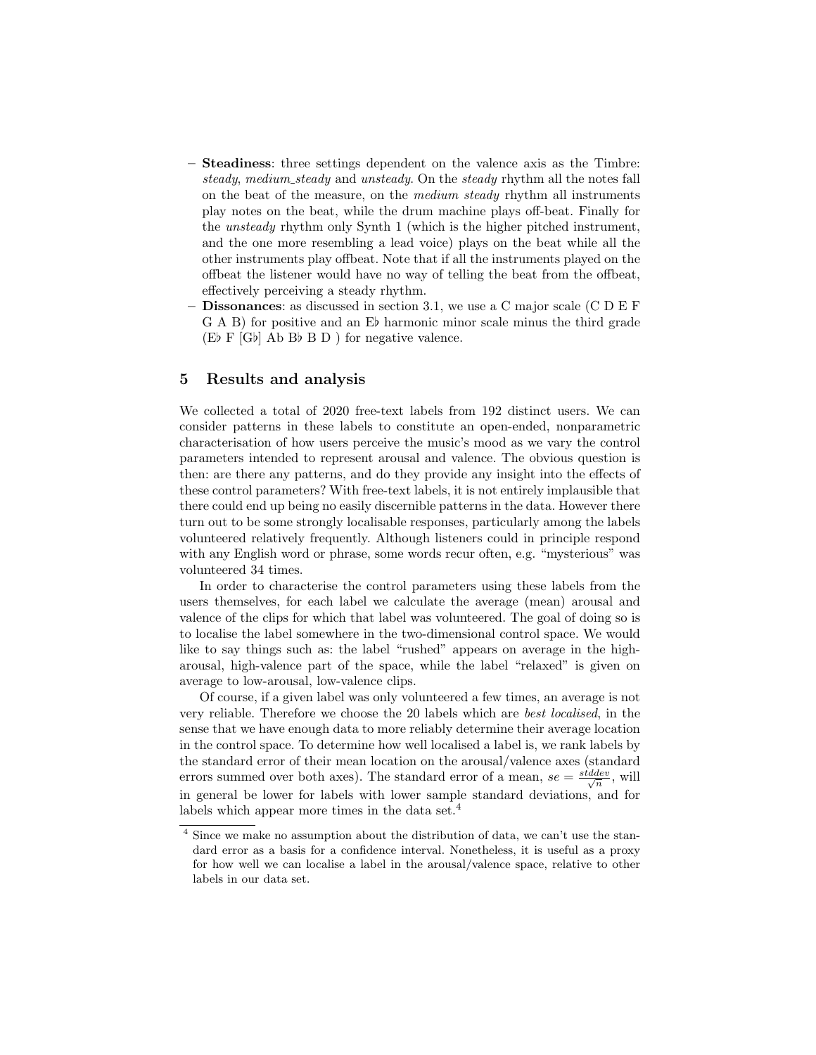- **Steadiness**: three settings dependent on the valence axis as the Timbre: *steady*, *medium_steady* and *unsteady*. On the *steady* rhythm all the notes fall on the beat of the measure, on the *medium steady* rhythm all instruments play notes on the beat, while the drum machine plays off-beat. Finally for the *unsteady* rhythm only Synth 1 (which is the higher pitched instrument, and the one more resembling a lead voice) plays on the beat while all the other instruments play offbeat. Note that if all the instruments played on the offbeat the listener would have no way of telling the beat from the offbeat, effectively perceiving a steady rhythm.
- **Dissonances**: as discussed in section 3.1, we use a C major scale (C D E F G A B) for positive and an E♭ harmonic minor scale minus the third grade (E♭ F [G♭] Ab B♭ B D ) for negative valence.

## 5 Results and analysis

We collected a total of 2020 free-text labels from 192 distinct users. We can consider patterns in these labels to constitute an open-ended, nonparametric characterisation of how users perceive the music's mood as we vary the control parameters intended to represent arousal and valence. The obvious question is then: are there any patterns, and do they provide any insight into the effects of these control parameters? With free-text labels, it is not entirely implausible that there could end up being no easily discernible patterns in the data. However there turn out to be some strongly localisable responses, particularly among the labels volunteered relatively frequently. Although listeners could in principle respond with any English word or phrase, some words recur often, e.g. "mysterious" was volunteered 34 times.

In order to characterise the control parameters using these labels from the users themselves, for each label we calculate the average (mean) arousal and valence of the clips for which that label was volunteered. The goal of doing so is to localise the label somewhere in the two-dimensional control space. We would like to say things such as: the label "rushed" appears on average in the high-arousal, high-valence part of the space, while the label "relaxed" is given on average to low-arousal, low-valence clips.

Of course, if a given label was only volunteered a few times, an average is not very reliable. Therefore we choose the 20 labels which are *best localised*, in the sense that we have enough data to more reliably determine their average location in the control space. To determine how well localised a label is, we rank labels by the standard error of their mean location on the arousal/valence axes (standard errors summed over both axes). The standard error of a mean, $se = \frac{stddev}{\sqrt{n}}$, will in general be lower for labels with lower sample standard deviations, and for labels which appear more times in the data set.[4]

[4] Since we make no assumption about the distribution of data, we can't use the standard error as a basis for a confidence interval. Nonetheless, it is useful as a proxy for how well we can localise a label in the arousal/valence space, relative to other labels in our data set.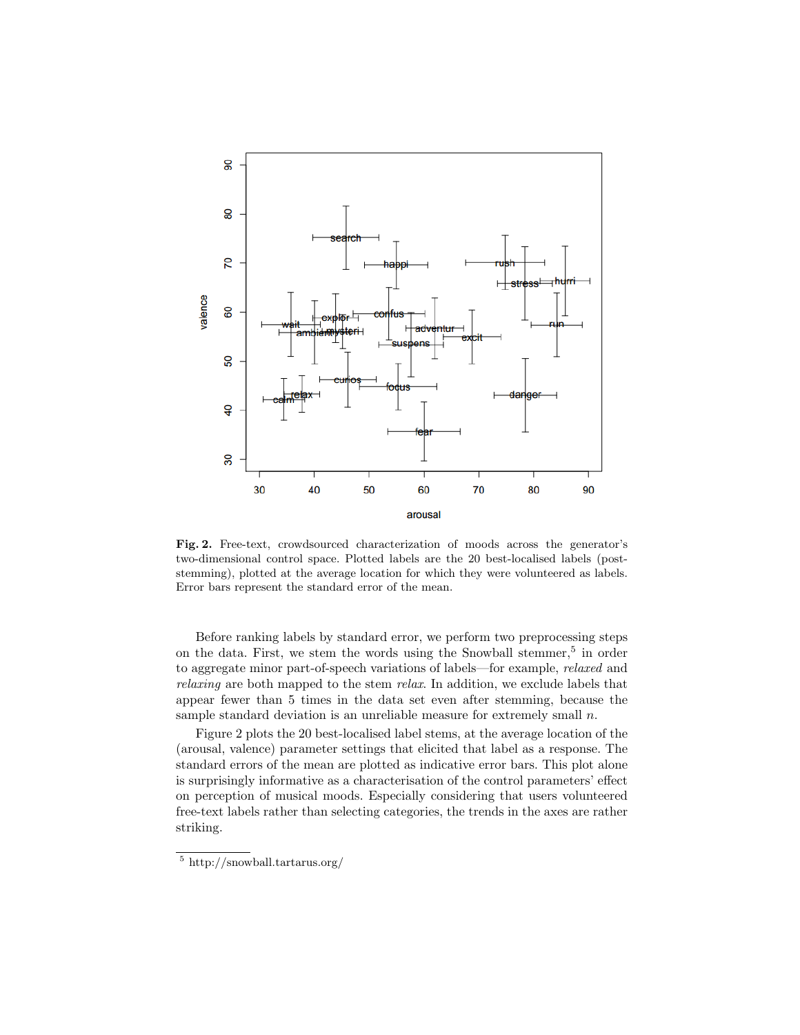**Fig. 2.** Free-text, crowdsourced characterization of moods across the generator's two-dimensional control space. Plotted labels are the 20 best-localised labels (post-stemming), plotted at the average location for which they were volunteered as labels. Error bars represent the standard error of the mean.

Before ranking labels by standard error, we perform two preprocessing steps on the data. First, we stem the words using the Snowball stemmer,[5] in order to aggregate minor part-of-speech variations of labels—for example, *relaxed* and *relaxing* are both mapped to the stem *relax*. In addition, we exclude labels that appear fewer than 5 times in the data set even after stemming, because the sample standard deviation is an unreliable measure for extremely small $n$.

Figure 2 plots the 20 best-localised label stems, at the average location of the (arousal, valence) parameter settings that elicited that label as a response. The standard errors of the mean are plotted as indicative error bars. This plot alone is surprisingly informative as a characterisation of the control parameters' effect on perception of musical moods. Especially considering that users volunteered free-text labels rather than selecting categories, the trends in the axes are rather striking.

[5] http://snowball.tartarus.org/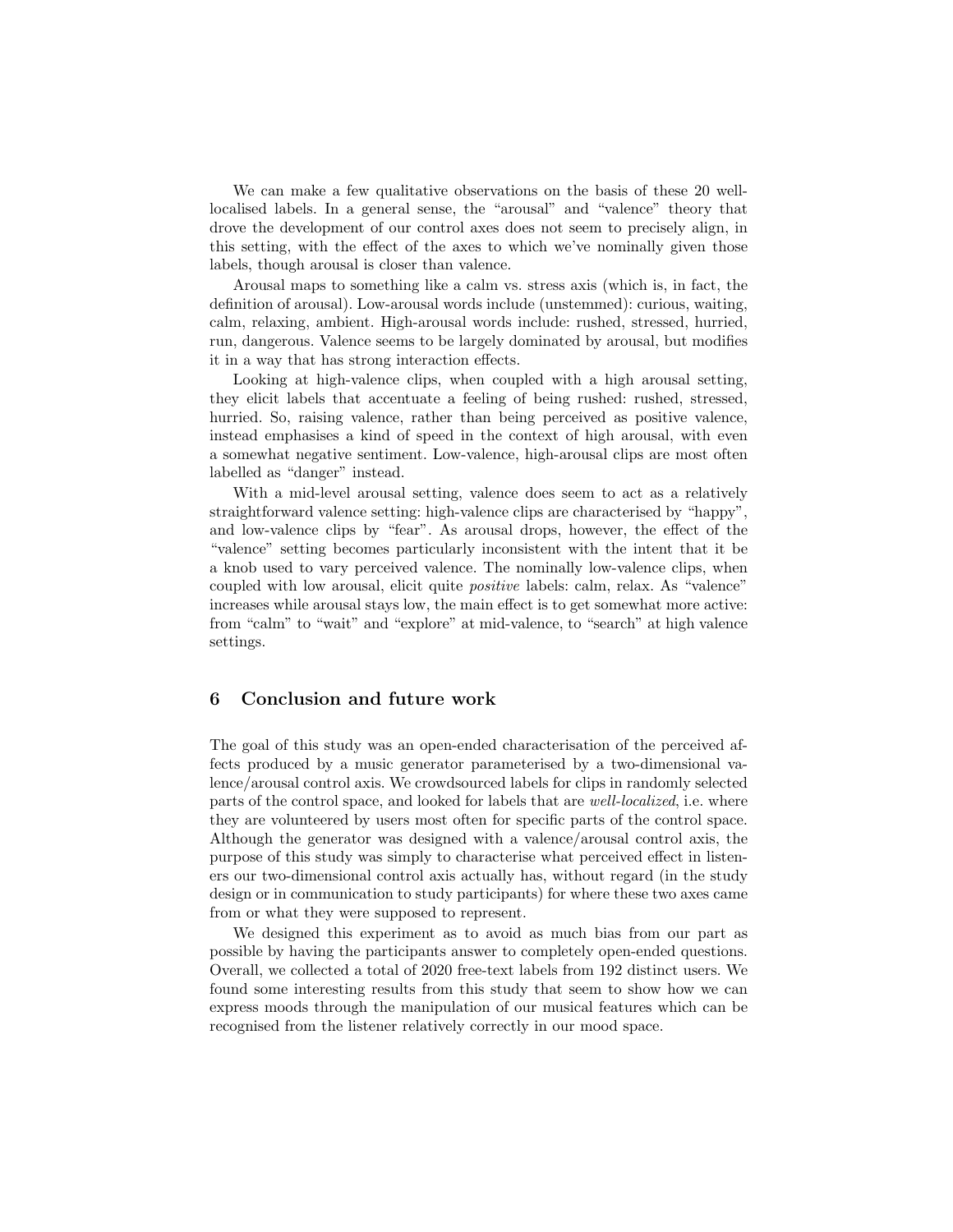We can make a few qualitative observations on the basis of these 20 well-localised labels. In a general sense, the "arousal" and "valence" theory that drove the development of our control axes does not seem to precisely align, in this setting, with the effect of the axes to which we've nominally given those labels, though arousal is closer than valence.

Arousal maps to something like a calm vs. stress axis (which is, in fact, the definition of arousal). Low-arousal words include (unstemmed): curious, waiting, calm, relaxing, ambient. High-arousal words include: rushed, stressed, hurried, run, dangerous. Valence seems to be largely dominated by arousal, but modifies it in a way that has strong interaction effects.

Looking at high-valence clips, when coupled with a high arousal setting, they elicit labels that accentuate a feeling of being rushed: rushed, stressed, hurried. So, raising valence, rather than being perceived as positive valence, instead emphasises a kind of speed in the context of high arousal, with even a somewhat negative sentiment. Low-valence, high-arousal clips are most often labelled as "danger" instead.

With a mid-level arousal setting, valence does seem to act as a relatively straightforward valence setting: high-valence clips are characterised by "happy", and low-valence clips by "fear". As arousal drops, however, the effect of the "valence" setting becomes particularly inconsistent with the intent that it be a knob used to vary perceived valence. The nominally low-valence clips, when coupled with low arousal, elicit quite *positive* labels: calm, relax. As "valence" increases while arousal stays low, the main effect is to get somewhat more active: from "calm" to "wait" and "explore" at mid-valence, to "search" at high valence settings.

## 6 Conclusion and future work

The goal of this study was an open-ended characterisation of the perceived affects produced by a music generator parameterised by a two-dimensional valence/arousal control axis. We crowdsourced labels for clips in randomly selected parts of the control space, and looked for labels that are *well-localized*, i.e. where they are volunteered by users most often for specific parts of the control space. Although the generator was designed with a valence/arousal control axis, the purpose of this study was simply to characterise what perceived effect in listeners our two-dimensional control axis actually has, without regard (in the study design or in communication to study participants) for where these two axes came from or what they were supposed to represent.

We designed this experiment as to avoid as much bias from our part as possible by having the participants answer to completely open-ended questions. Overall, we collected a total of 2020 free-text labels from 192 distinct users. We found some interesting results from this study that seem to show how we can express moods through the manipulation of our musical features which can be recognised from the listener relatively correctly in our mood space.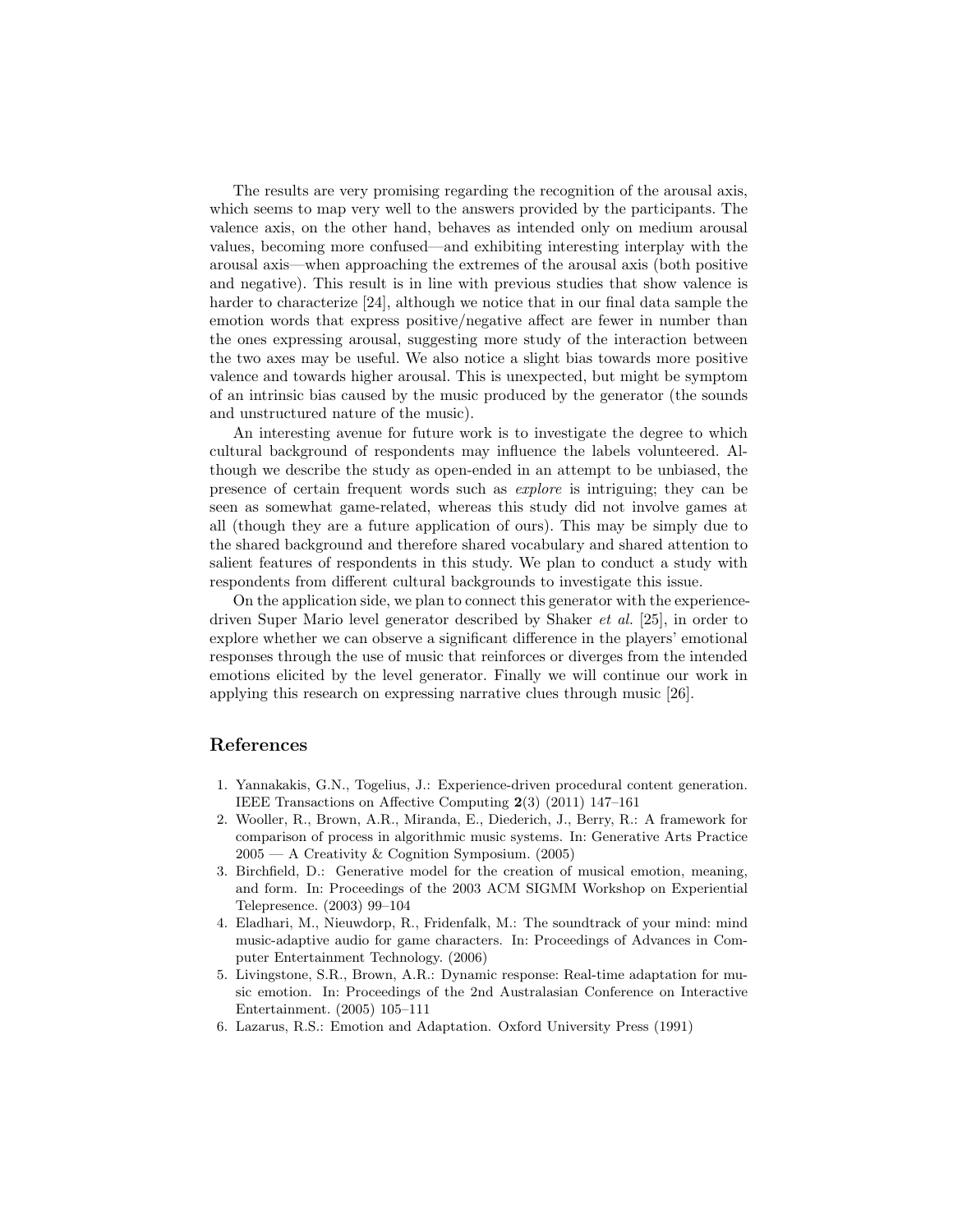The results are very promising regarding the recognition of the arousal axis, which seems to map very well to the answers provided by the participants. The valence axis, on the other hand, behaves as intended only on medium arousal values, becoming more confused—and exhibiting interesting interplay with the arousal axis—when approaching the extremes of the arousal axis (both positive and negative). This result is in line with previous studies that show valence is harder to characterize [24], although we notice that in our final data sample the emotion words that express positive/negative affect are fewer in number than the ones expressing arousal, suggesting more study of the interaction between the two axes may be useful. We also notice a slight bias towards more positive valence and towards higher arousal. This is unexpected, but might be symptom of an intrinsic bias caused by the music produced by the generator (the sounds and unstructured nature of the music).

An interesting avenue for future work is to investigate the degree to which cultural background of respondents may influence the labels volunteered. Although we describe the study as open-ended in an attempt to be unbiased, the presence of certain frequent words such as *explore* is intriguing; they can be seen as somewhat game-related, whereas this study did not involve games at all (though they are a future application of ours). This may be simply due to the shared background and therefore shared vocabulary and shared attention to salient features of respondents in this study. We plan to conduct a study with respondents from different cultural backgrounds to investigate this issue.

On the application side, we plan to connect this generator with the experience-driven Super Mario level generator described by Shaker *et al.* [25], in order to explore whether we can observe a significant difference in the players' emotional responses through the use of music that reinforces or diverges from the intended emotions elicited by the level generator. Finally we will continue our work in applying this research on expressing narrative clues through music [26].

## References

1. Yannakakis, G.N., Togelius, J.: Experience-driven procedural content generation. IEEE Transactions on Affective Computing **2**(3) (2011) 147–161
2. Wooller, R., Brown, A.R., Miranda, E., Diederich, J., Berry, R.: A framework for comparison of process in algorithmic music systems. In: Generative Arts Practice 2005 — A Creativity & Cognition Symposium. (2005)
3. Birchfield, D.: Generative model for the creation of musical emotion, meaning, and form. In: Proceedings of the 2003 ACM SIGMM Workshop on Experiential Telepresence. (2003) 99–104
4. Eladhari, M., Nieuwdorp, R., Fridenfalk, M.: The soundtrack of your mind: mind music-adaptive audio for game characters. In: Proceedings of Advances in Computer Entertainment Technology. (2006)
5. Livingstone, S.R., Brown, A.R.: Dynamic response: Real-time adaptation for music emotion. In: Proceedings of the 2nd Australasian Conference on Interactive Entertainment. (2005) 105–111
6. Lazarus, R.S.: Emotion and Adaptation. Oxford University Press (1991)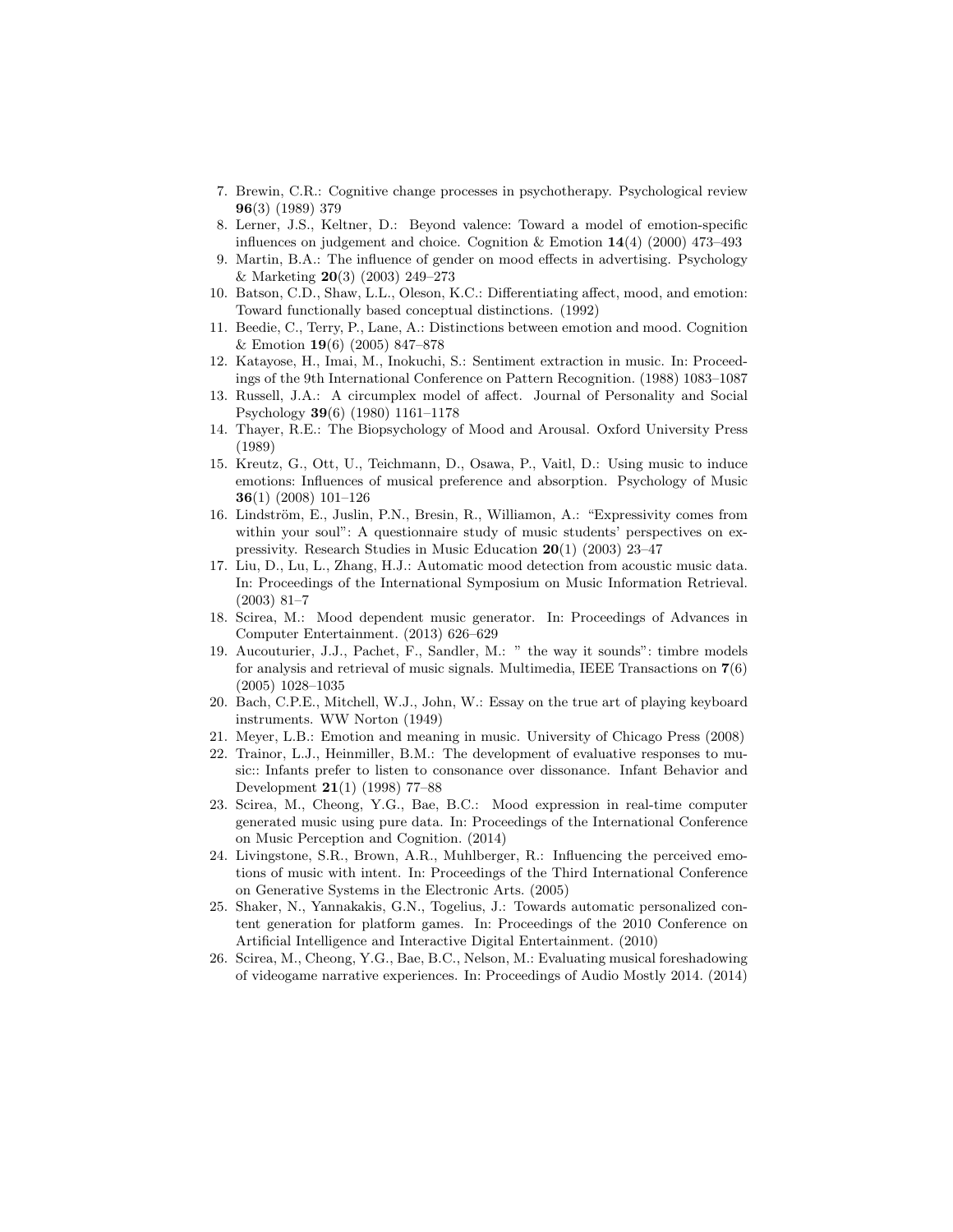7. Brewin, C.R.: Cognitive change processes in psychotherapy. Psychological review **96**(3) (1989) 379
8. Lerner, J.S., Keltner, D.: Beyond valence: Toward a model of emotion-specific influences on judgement and choice. Cognition & Emotion **14**(4) (2000) 473–493
9. Martin, B.A.: The influence of gender on mood effects in advertising. Psychology & Marketing **20**(3) (2003) 249–273
10. Batson, C.D., Shaw, L.L., Oleson, K.C.: Differentiating affect, mood, and emotion: Toward functionally based conceptual distinctions. (1992)
11. Beedie, C., Terry, P., Lane, A.: Distinctions between emotion and mood. Cognition & Emotion **19**(6) (2005) 847–878
12. Katayose, H., Imai, M., Inokuchi, S.: Sentiment extraction in music. In: Proceedings of the 9th International Conference on Pattern Recognition. (1988) 1083–1087
13. Russell, J.A.: A circumplex model of affect. Journal of Personality and Social Psychology **39**(6) (1980) 1161–1178
14. Thayer, R.E.: The Biopsychology of Mood and Arousal. Oxford University Press (1989)
15. Kreutz, G., Ott, U., Teichmann, D., Osawa, P., Vaitl, D.: Using music to induce emotions: Influences of musical preference and absorption. Psychology of Music **36**(1) (2008) 101–126
16. Lindström, E., Juslin, P.N., Bresin, R., Williamon, A.: "Expressivity comes from within your soul": A questionnaire study of music students' perspectives on expressivity. Research Studies in Music Education **20**(1) (2003) 23–47
17. Liu, D., Lu, L., Zhang, H.J.: Automatic mood detection from acoustic music data. In: Proceedings of the International Symposium on Music Information Retrieval. (2003) 81–7
18. Scirea, M.: Mood dependent music generator. In: Proceedings of Advances in Computer Entertainment. (2013) 626–629
19. Aucouturier, J.J., Pachet, F., Sandler, M.: " the way it sounds": timbre models for analysis and retrieval of music signals. Multimedia, IEEE Transactions on **7**(6) (2005) 1028–1035
20. Bach, C.P.E., Mitchell, W.J., John, W.: Essay on the true art of playing keyboard instruments. WW Norton (1949)
21. Meyer, L.B.: Emotion and meaning in music. University of Chicago Press (2008)
22. Trainor, L.J., Heinmiller, B.M.: The development of evaluative responses to music:: Infants prefer to listen to consonance over dissonance. Infant Behavior and Development **21**(1) (1998) 77–88
23. Scirea, M., Cheong, Y.G., Bae, B.C.: Mood expression in real-time computer generated music using pure data. In: Proceedings of the International Conference on Music Perception and Cognition. (2014)
24. Livingstone, S.R., Brown, A.R., Muhlberger, R.: Influencing the perceived emotions of music with intent. In: Proceedings of the Third International Conference on Generative Systems in the Electronic Arts. (2005)
25. Shaker, N., Yannakakis, G.N., Togelius, J.: Towards automatic personalized content generation for platform games. In: Proceedings of the 2010 Conference on Artificial Intelligence and Interactive Digital Entertainment. (2010)
26. Scirea, M., Cheong, Y.G., Bae, B.C., Nelson, M.: Evaluating musical foreshadowing of videogame narrative experiences. In: Proceedings of Audio Mostly 2014. (2014)